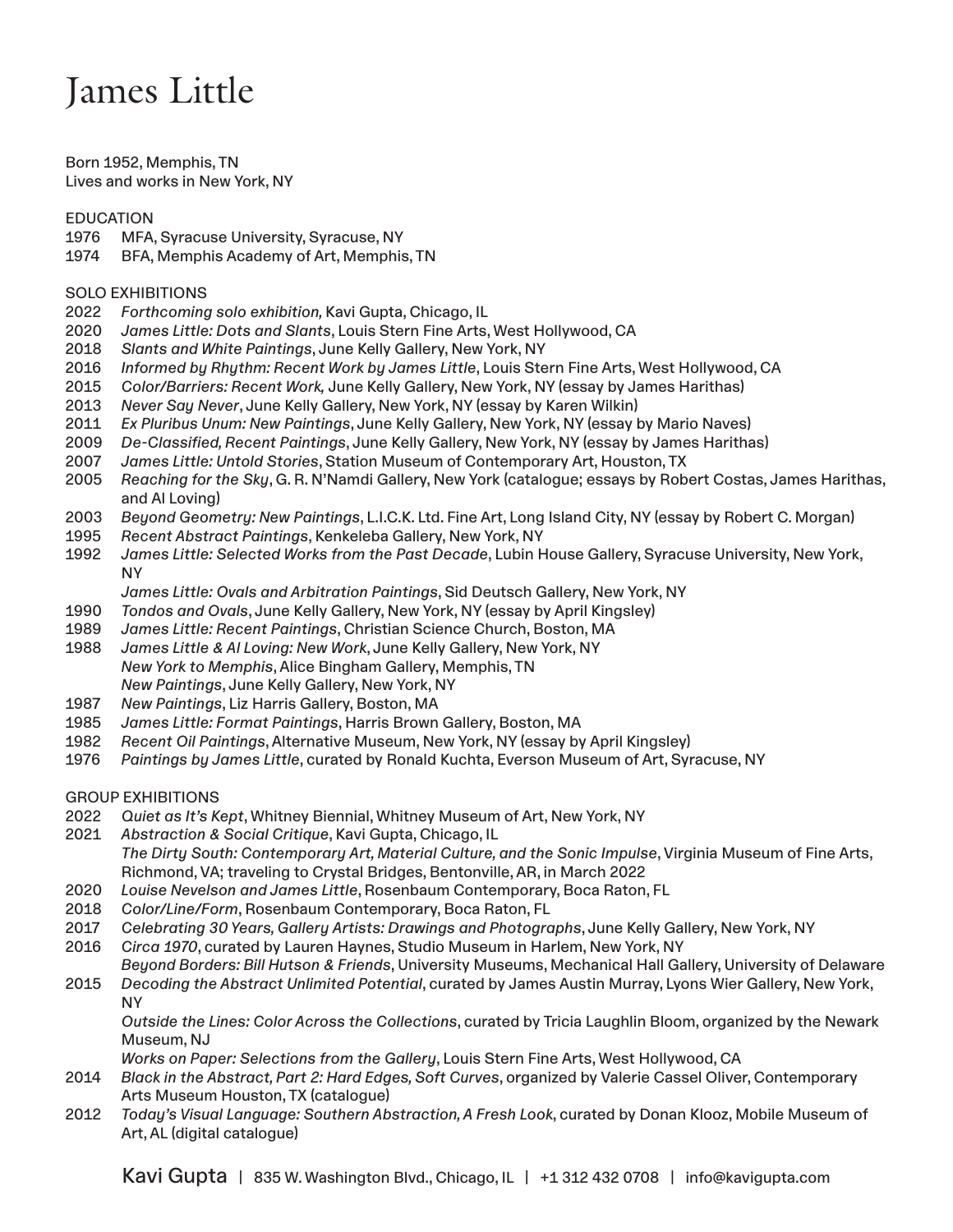# James Little

Born 1952, Memphis, TN
Lives and works in New York, NY

## EDUCATION

1976 MFA, Syracuse University, Syracuse, NY
1974 BFA, Memphis Academy of Art, Memphis, TN

## SOLO EXHIBITIONS

2022 *Forthcoming solo exhibition,* Kavi Gupta, Chicago, IL
2020 *James Little: Dots and Slants*, Louis Stern Fine Arts, West Hollywood, CA
2018 *Slants and White Paintings*, June Kelly Gallery, New York, NY
2016 *Informed by Rhythm: Recent Work by James Little*, Louis Stern Fine Arts, West Hollywood, CA
2015 *Color/Barriers: Recent Work,* June Kelly Gallery, New York, NY (essay by James Harithas)
2013 *Never Say Never*, June Kelly Gallery, New York, NY (essay by Karen Wilkin)
2011 *Ex Pluribus Unum: New Paintings*, June Kelly Gallery, New York, NY (essay by Mario Naves)
2009 *De-Classified, Recent Paintings*, June Kelly Gallery, New York, NY (essay by James Harithas)
2007 *James Little: Untold Stories*, Station Museum of Contemporary Art, Houston, TX
2005 *Reaching for the Sky*, G. R. N'Namdi Gallery, New York (catalogue; essays by Robert Costas, James Harithas, and Al Loving)
2003 *Beyond Geometry: New Paintings*, L.I.C.K. Ltd. Fine Art, Long Island City, NY (essay by Robert C. Morgan)
1995 *Recent Abstract Paintings*, Kenkeleba Gallery, New York, NY
1992 *James Little: Selected Works from the Past Decade*, Lubin House Gallery, Syracuse University, New York, NY
*James Little: Ovals and Arbitration Paintings*, Sid Deutsch Gallery, New York, NY
1990 *Tondos and Ovals*, June Kelly Gallery, New York, NY (essay by April Kingsley)
1989 *James Little: Recent Paintings*, Christian Science Church, Boston, MA
1988 *James Little & Al Loving: New Work*, June Kelly Gallery, New York, NY
*New York to Memphis*, Alice Bingham Gallery, Memphis, TN
*New Paintings*, June Kelly Gallery, New York, NY
1987 *New Paintings*, Liz Harris Gallery, Boston, MA
1985 *James Little: Format Paintings*, Harris Brown Gallery, Boston, MA
1982 *Recent Oil Paintings*, Alternative Museum, New York, NY (essay by April Kingsley)
1976 *Paintings by James Little*, curated by Ronald Kuchta, Everson Museum of Art, Syracuse, NY

## GROUP EXHIBITIONS

2022 *Quiet as It's Kept*, Whitney Biennial, Whitney Museum of Art, New York, NY
2021 *Abstraction & Social Critique*, Kavi Gupta, Chicago, IL
*The Dirty South: Contemporary Art, Material Culture, and the Sonic Impulse*, Virginia Museum of Fine Arts, Richmond, VA; traveling to Crystal Bridges, Bentonville, AR, in March 2022
2020 *Louise Nevelson and James Little*, Rosenbaum Contemporary, Boca Raton, FL
2018 *Color/Line/Form*, Rosenbaum Contemporary, Boca Raton, FL
2017 *Celebrating 30 Years, Gallery Artists: Drawings and Photographs*, June Kelly Gallery, New York, NY
2016 *Circa 1970*, curated by Lauren Haynes, Studio Museum in Harlem, New York, NY
*Beyond Borders: Bill Hutson & Friends*, University Museums, Mechanical Hall Gallery, University of Delaware
2015 *Decoding the Abstract Unlimited Potential*, curated by James Austin Murray, Lyons Wier Gallery, New York, NY
*Outside the Lines: Color Across the Collections*, curated by Tricia Laughlin Bloom, organized by the Newark Museum, NJ
*Works on Paper: Selections from the Gallery*, Louis Stern Fine Arts, West Hollywood, CA
2014 *Black in the Abstract, Part 2: Hard Edges, Soft Curves*, organized by Valerie Cassel Oliver, Contemporary Arts Museum Houston, TX (catalogue)
2012 *Today's Visual Language: Southern Abstraction, A Fresh Look*, curated by Donan Klooz, Mobile Museum of Art, AL (digital catalogue)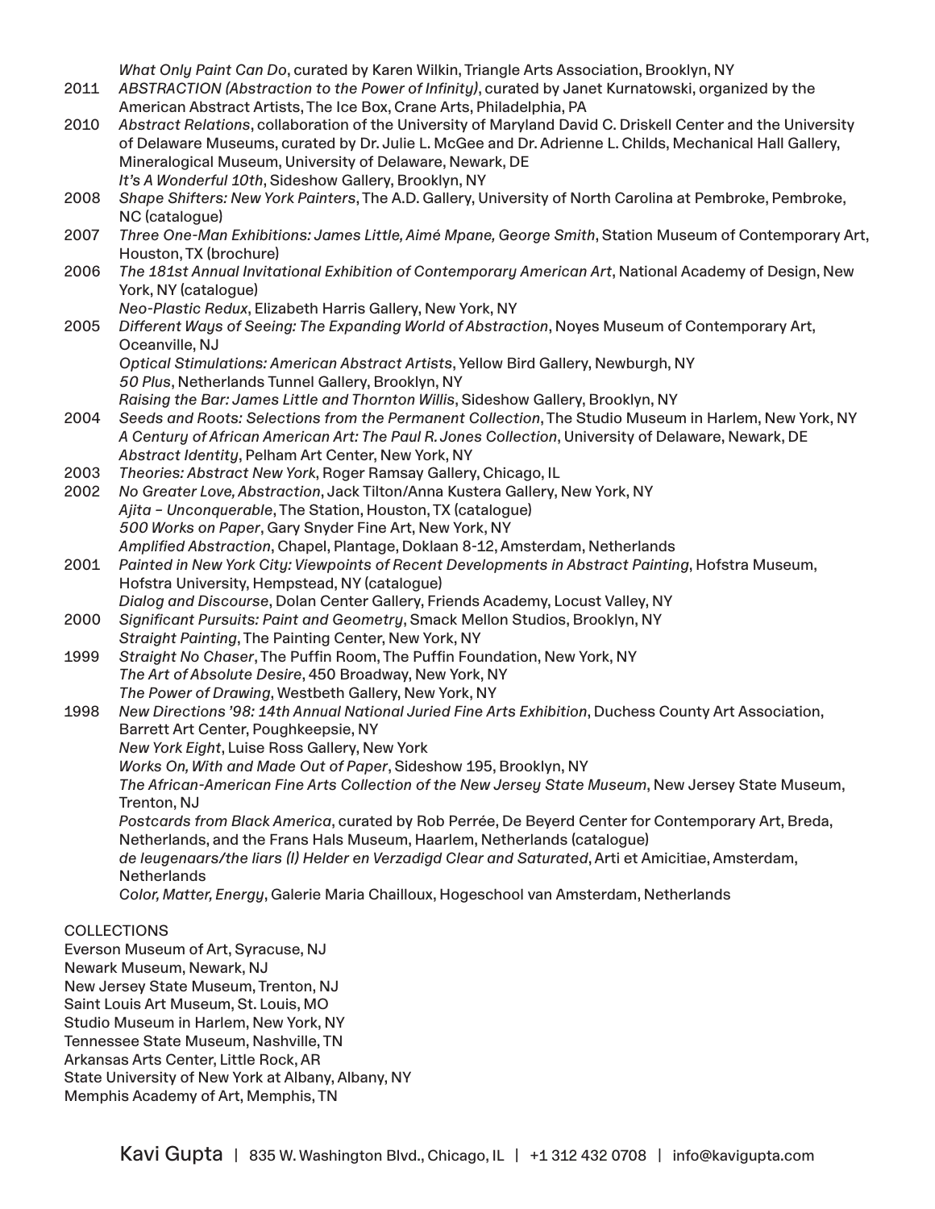*What Only Paint Can Do*, curated by Karen Wilkin, Triangle Arts Association, Brooklyn, NY

2011 *ABSTRACTION (Abstraction to the Power of Infinity)*, curated by Janet Kurnatowski, organized by the American Abstract Artists, The Ice Box, Crane Arts, Philadelphia, PA

2010 *Abstract Relations*, collaboration of the University of Maryland David C. Driskell Center and the University of Delaware Museums, curated by Dr. Julie L. McGee and Dr. Adrienne L. Childs, Mechanical Hall Gallery, Mineralogical Museum, University of Delaware, Newark, DE
*It's A Wonderful 10th*, Sideshow Gallery, Brooklyn, NY

2008 *Shape Shifters: New York Painters*, The A.D. Gallery, University of North Carolina at Pembroke, Pembroke, NC (catalogue)

2007 *Three One-Man Exhibitions: James Little, Aimé Mpane, George Smith*, Station Museum of Contemporary Art, Houston, TX (brochure)

2006 *The 181st Annual Invitational Exhibition of Contemporary American Art*, National Academy of Design, New York, NY (catalogue)
*Neo-Plastic Redux*, Elizabeth Harris Gallery, New York, NY

2005 *Different Ways of Seeing: The Expanding World of Abstraction*, Noyes Museum of Contemporary Art, Oceanville, NJ
*Optical Stimulations: American Abstract Artists*, Yellow Bird Gallery, Newburgh, NY
*50 Plus*, Netherlands Tunnel Gallery, Brooklyn, NY
*Raising the Bar: James Little and Thornton Willis*, Sideshow Gallery, Brooklyn, NY

2004 *Seeds and Roots: Selections from the Permanent Collection*, The Studio Museum in Harlem, New York, NY
*A Century of African American Art: The Paul R. Jones Collection*, University of Delaware, Newark, DE
*Abstract Identity*, Pelham Art Center, New York, NY

2003 *Theories: Abstract New York*, Roger Ramsay Gallery, Chicago, IL

2002 *No Greater Love, Abstraction*, Jack Tilton/Anna Kustera Gallery, New York, NY
*Ajita – Unconquerable*, The Station, Houston, TX (catalogue)
*500 Works on Paper*, Gary Snyder Fine Art, New York, NY
*Amplified Abstraction*, Chapel, Plantage, Doklaan 8-12, Amsterdam, Netherlands

2001 *Painted in New York City: Viewpoints of Recent Developments in Abstract Painting*, Hofstra Museum, Hofstra University, Hempstead, NY (catalogue)
*Dialog and Discourse*, Dolan Center Gallery, Friends Academy, Locust Valley, NY

2000 *Significant Pursuits: Paint and Geometry*, Smack Mellon Studios, Brooklyn, NY
*Straight Painting*, The Painting Center, New York, NY

1999 *Straight No Chaser*, The Puffin Room, The Puffin Foundation, New York, NY
*The Art of Absolute Desire*, 450 Broadway, New York, NY
*The Power of Drawing*, Westbeth Gallery, New York, NY

1998 *New Directions '98: 14th Annual National Juried Fine Arts Exhibition*, Duchess County Art Association, Barrett Art Center, Poughkeepsie, NY
*New York Eight*, Luise Ross Gallery, New York
*Works On, With and Made Out of Paper*, Sideshow 195, Brooklyn, NY
*The African-American Fine Arts Collection of the New Jersey State Museum*, New Jersey State Museum, Trenton, NJ
*Postcards from Black America*, curated by Rob Perrée, De Beyerd Center for Contemporary Art, Breda, Netherlands, and the Frans Hals Museum, Haarlem, Netherlands (catalogue)
*de leugenaars/the liars (I) Helder en Verzadigd Clear and Saturated*, Arti et Amicitiae, Amsterdam, Netherlands
*Color, Matter, Energy*, Galerie Maria Chailloux, Hogeschool van Amsterdam, Netherlands

COLLECTIONS

Everson Museum of Art, Syracuse, NJ
Newark Museum, Newark, NJ
New Jersey State Museum, Trenton, NJ
Saint Louis Art Museum, St. Louis, MO
Studio Museum in Harlem, New York, NY
Tennessee State Museum, Nashville, TN
Arkansas Arts Center, Little Rock, AR
State University of New York at Albany, Albany, NY
Memphis Academy of Art, Memphis, TN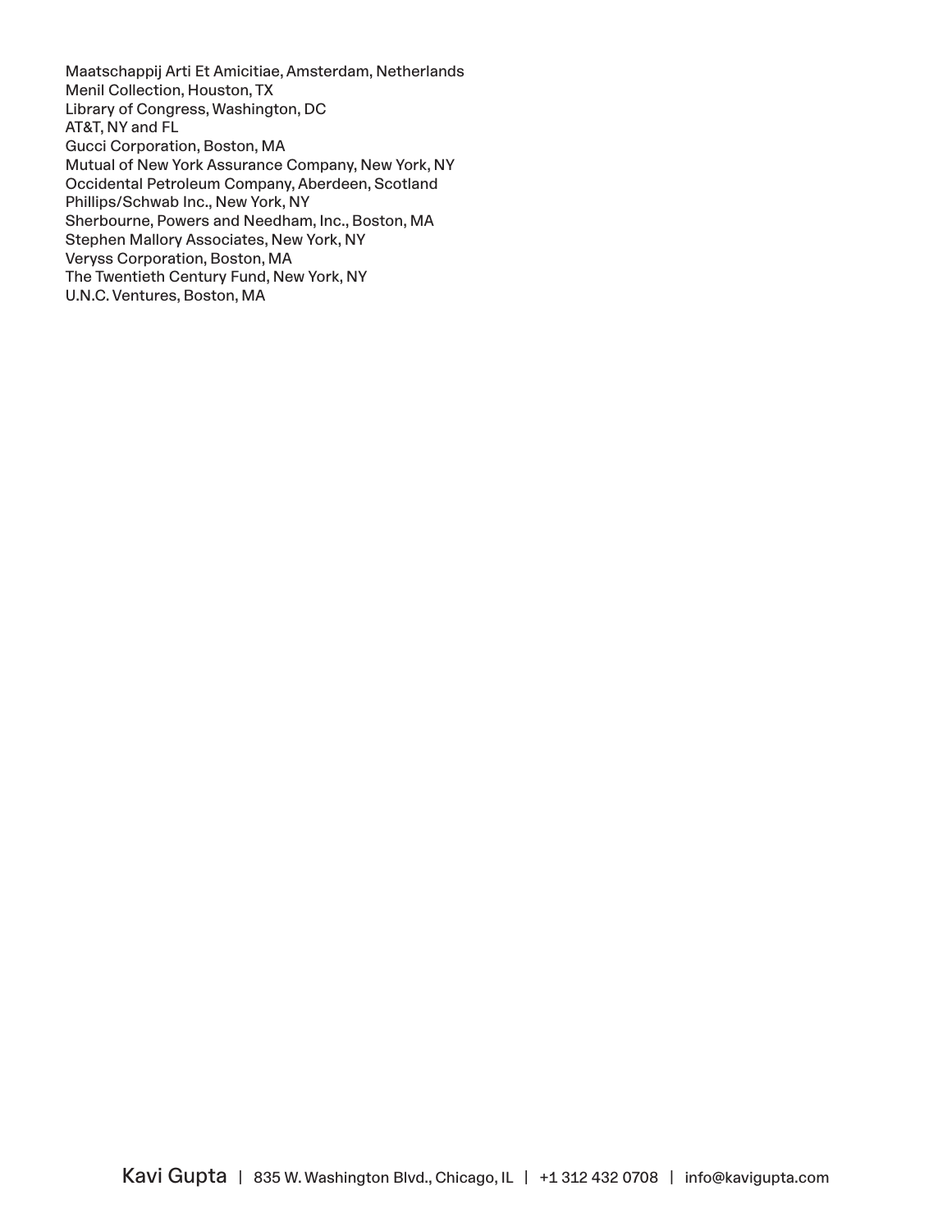Maatschappij Arti Et Amicitiae, Amsterdam, Netherlands
Menil Collection, Houston, TX
Library of Congress, Washington, DC
AT&T, NY and FL
Gucci Corporation, Boston, MA
Mutual of New York Assurance Company, New York, NY
Occidental Petroleum Company, Aberdeen, Scotland
Phillips/Schwab Inc., New York, NY
Sherbourne, Powers and Needham, Inc., Boston, MA
Stephen Mallory Associates, New York, NY
Veryss Corporation, Boston, MA
The Twentieth Century Fund, New York, NY
U.N.C. Ventures, Boston, MA